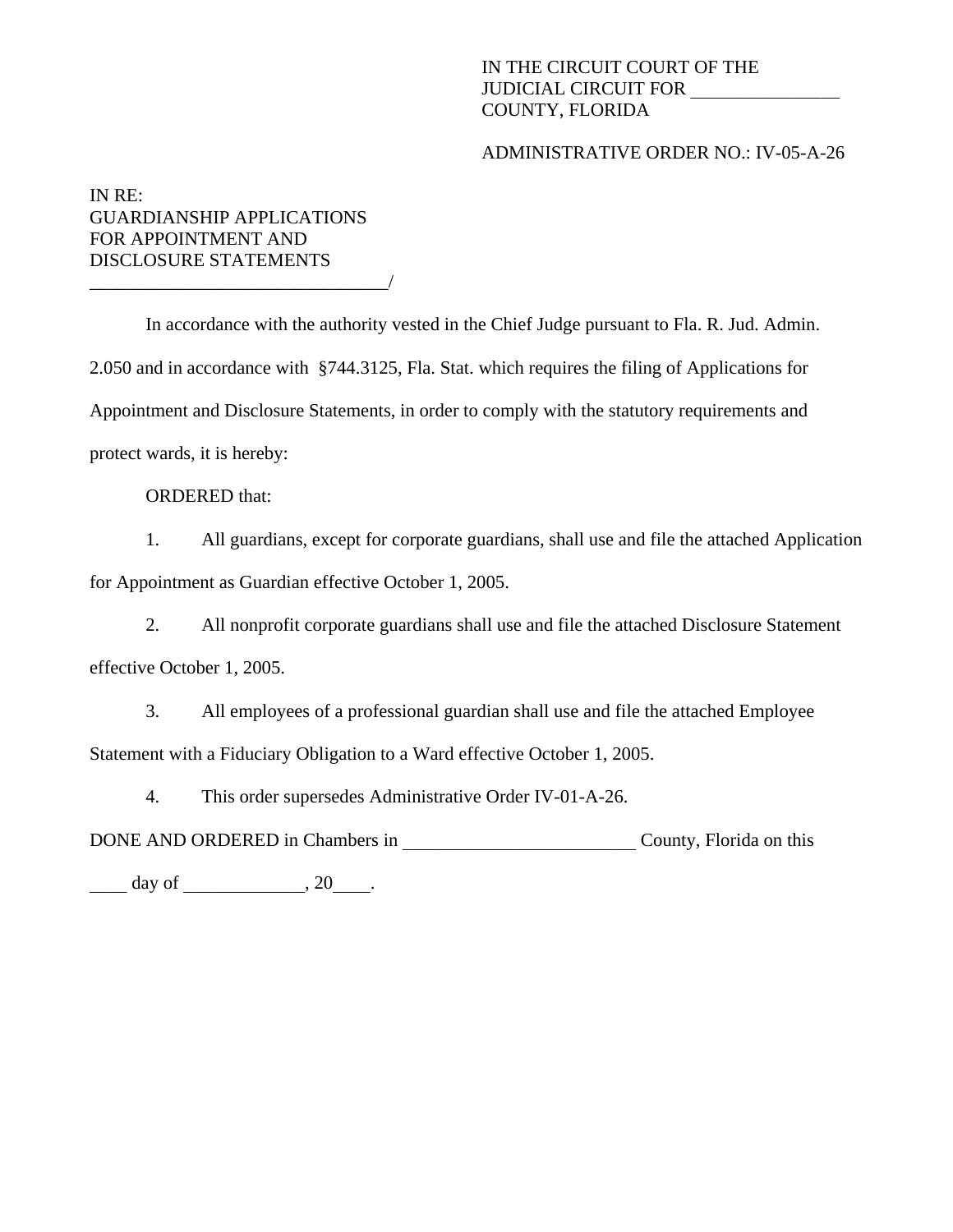IN THE CIRCUIT COURT OF THE
JUDICIAL CIRCUIT FOR ________________
COUNTY, FLORIDA

ADMINISTRATIVE ORDER NO.: IV-05-A-26

IN RE:
GUARDIANSHIP APPLICATIONS
FOR APPOINTMENT AND
DISCLOSURE STATEMENTS
________________________________/

In accordance with the authority vested in the Chief Judge pursuant to Fla. R. Jud. Admin. 2.050 and in accordance with §744.3125, Fla. Stat. which requires the filing of Applications for Appointment and Disclosure Statements, in order to comply with the statutory requirements and protect wards, it is hereby:

ORDERED that:

1. All guardians, except for corporate guardians, shall use and file the attached Application for Appointment as Guardian effective October 1, 2005.

2. All nonprofit corporate guardians shall use and file the attached Disclosure Statement effective October 1, 2005.

3. All employees of a professional guardian shall use and file the attached Employee Statement with a Fiduciary Obligation to a Ward effective October 1, 2005.

4. This order supersedes Administrative Order IV-01-A-26.

DONE AND ORDERED in Chambers in _________________________ County, Florida on this ____ day of _____________, 20____.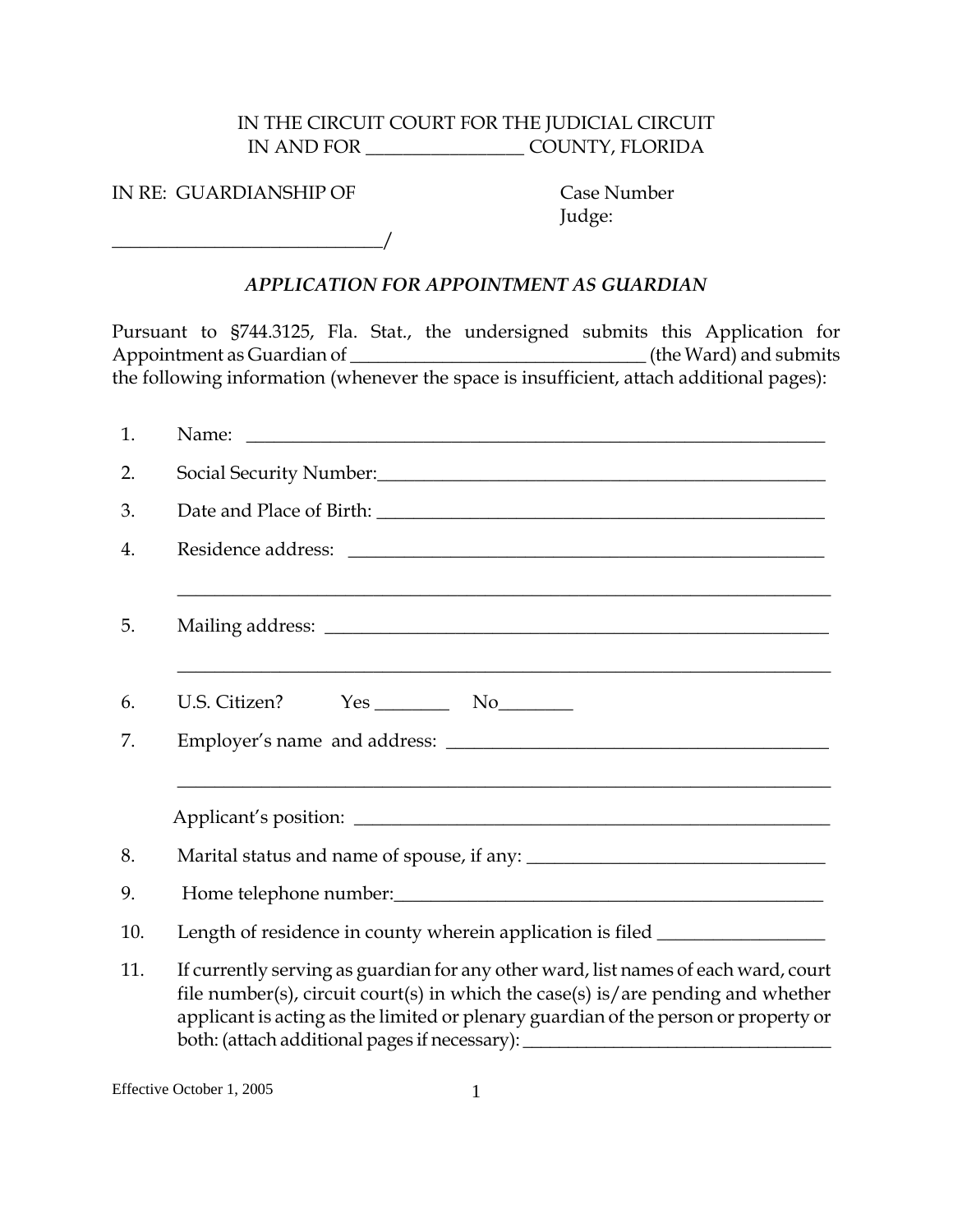IN THE CIRCUIT COURT FOR THE JUDICIAL CIRCUIT
IN AND FOR ________________ COUNTY, FLORIDA

IN RE: GUARDIANSHIP OF

_____________________________/

Case Number
Judge:

## *APPLICATION FOR APPOINTMENT AS GUARDIAN*

Pursuant to §744.3125, Fla. Stat., the undersigned submits this Application for Appointment as Guardian of _______________________________ (the Ward) and submits the following information (whenever the space is insufficient, attach additional pages):

1. Name: ______________________________________________________________

2. Social Security Number:________________________________________________

3. Date and Place of Birth: _______________________________________________

4. Residence address: ____________________________________________________

   ______________________________________________________________________

5. Mailing address: ______________________________________________________

   ______________________________________________________________________

6. U.S. Citizen? Yes ________ No________

7. Employer's name and address: _________________________________________

   ______________________________________________________________________

   Applicant's position: ___________________________________________________

8. Marital status and name of spouse, if any: ________________________________

9. Home telephone number:_______________________________________________

10. Length of residence in county wherein application is filed _________________

11. If currently serving as guardian for any other ward, list names of each ward, court file number(s), circuit court(s) in which the case(s) is/are pending and whether applicant is acting as the limited or plenary guardian of the person or property or both: (attach additional pages if necessary): _________________________________

Effective October 1, 2005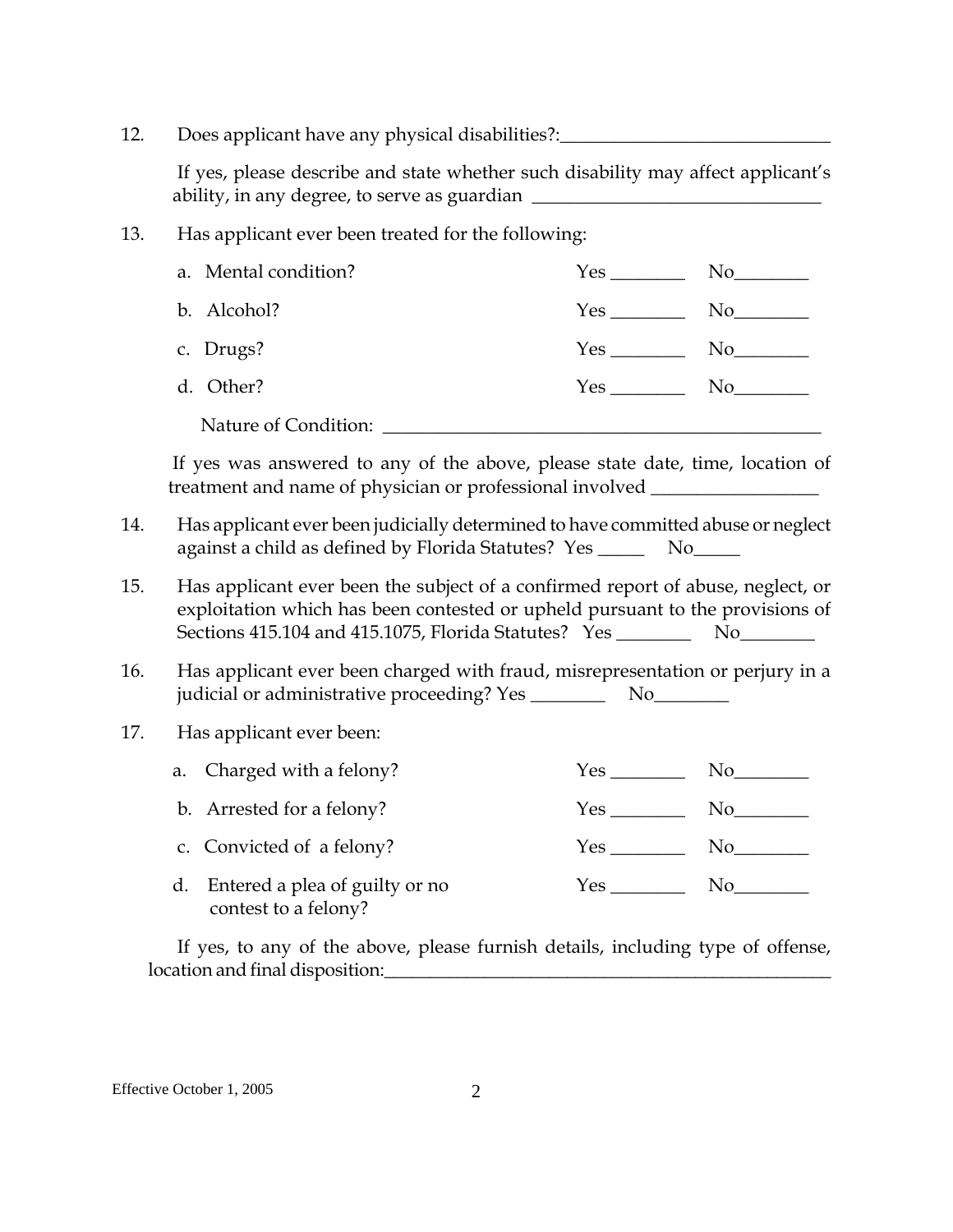12. Does applicant have any physical disabilities?:\_\_\_\_\_\_\_\_\_\_\_\_\_\_\_\_\_\_\_\_\_\_\_\_\_\_\_\_\_\_

    If yes, please describe and state whether such disability may affect applicant's ability, in any degree, to serve as guardian \_\_\_\_\_\_\_\_\_\_\_\_\_\_\_\_\_\_\_\_\_\_\_\_\_\_\_\_\_\_\_\_

13. Has applicant ever been treated for the following:

    a. Mental condition? Yes \_\_\_\_\_\_\_\_ No\_\_\_\_\_\_\_\_

    b. Alcohol? Yes \_\_\_\_\_\_\_\_ No\_\_\_\_\_\_\_\_

    c. Drugs? Yes \_\_\_\_\_\_\_\_ No\_\_\_\_\_\_\_\_

    d. Other? Yes \_\_\_\_\_\_\_\_ No\_\_\_\_\_\_\_\_

    Nature of Condition: \_\_\_\_\_\_\_\_\_\_\_\_\_\_\_\_\_\_\_\_\_\_\_\_\_\_\_\_\_\_\_\_\_\_\_\_\_\_\_\_\_\_\_\_\_\_\_\_

    If yes was answered to any of the above, please state date, time, location of treatment and name of physician or professional involved \_\_\_\_\_\_\_\_\_\_\_\_\_\_\_\_\_\_

14. Has applicant ever been judicially determined to have committed abuse or neglect against a child as defined by Florida Statutes? Yes \_\_\_\_\_ No\_\_\_\_\_

15. Has applicant ever been the subject of a confirmed report of abuse, neglect, or exploitation which has been contested or upheld pursuant to the provisions of Sections 415.104 and 415.1075, Florida Statutes? Yes \_\_\_\_\_\_\_\_ No\_\_\_\_\_\_\_\_

16. Has applicant ever been charged with fraud, misrepresentation or perjury in a judicial or administrative proceeding? Yes \_\_\_\_\_\_\_\_ No\_\_\_\_\_\_\_\_

17. Has applicant ever been:

    a. Charged with a felony? Yes \_\_\_\_\_\_\_\_ No\_\_\_\_\_\_\_\_

    b. Arrested for a felony? Yes \_\_\_\_\_\_\_\_ No\_\_\_\_\_\_\_\_

    c. Convicted of a felony? Yes \_\_\_\_\_\_\_\_ No\_\_\_\_\_\_\_\_

    d. Entered a plea of guilty or no contest to a felony? Yes \_\_\_\_\_\_\_\_ No\_\_\_\_\_\_\_\_

    If yes, to any of the above, please furnish details, including type of offense, location and final disposition:\_\_\_\_\_\_\_\_\_\_\_\_\_\_\_\_\_\_\_\_\_\_\_\_\_\_\_\_\_\_\_\_\_\_\_\_\_\_\_\_\_\_\_\_\_\_\_\_

Effective October 1, 2005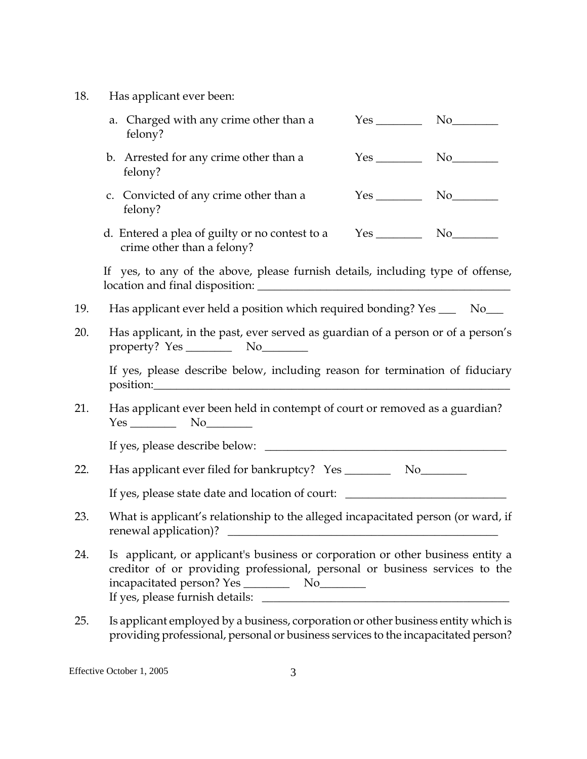18. Has applicant ever been:

    a. Charged with any crime other than a felony? Yes ________ No________

    b. Arrested for any crime other than a felony? Yes ________ No________

    c. Convicted of any crime other than a felony? Yes ________ No________

    d. Entered a plea of guilty or no contest to a crime other than a felony? Yes ________ No________

    If yes, to any of the above, please furnish details, including type of offense, location and final disposition: ____________________________________________

19. Has applicant ever held a position which required bonding? Yes ___ No___

20. Has applicant, in the past, ever served as guardian of a person or of a person's property? Yes ________ No________

    If yes, please describe below, including reason for termination of fiduciary position:_______________________________________________________________

21. Has applicant ever been held in contempt of court or removed as a guardian? Yes ________ No________

    If yes, please describe below: ___________________________________________

22. Has applicant ever filed for bankruptcy? Yes ________ No________

    If yes, please state date and location of court: ____________________________

23. What is applicant's relationship to the alleged incapacitated person (or ward, if renewal application)? ________________________________________________

24. Is applicant, or applicant's business or corporation or other business entity a creditor of or providing professional, personal or business services to the incapacitated person? Yes ________ No________
    If yes, please furnish details: ___________________________________________

25. Is applicant employed by a business, corporation or other business entity which is providing professional, personal or business services to the incapacitated person?

Effective October 1, 2005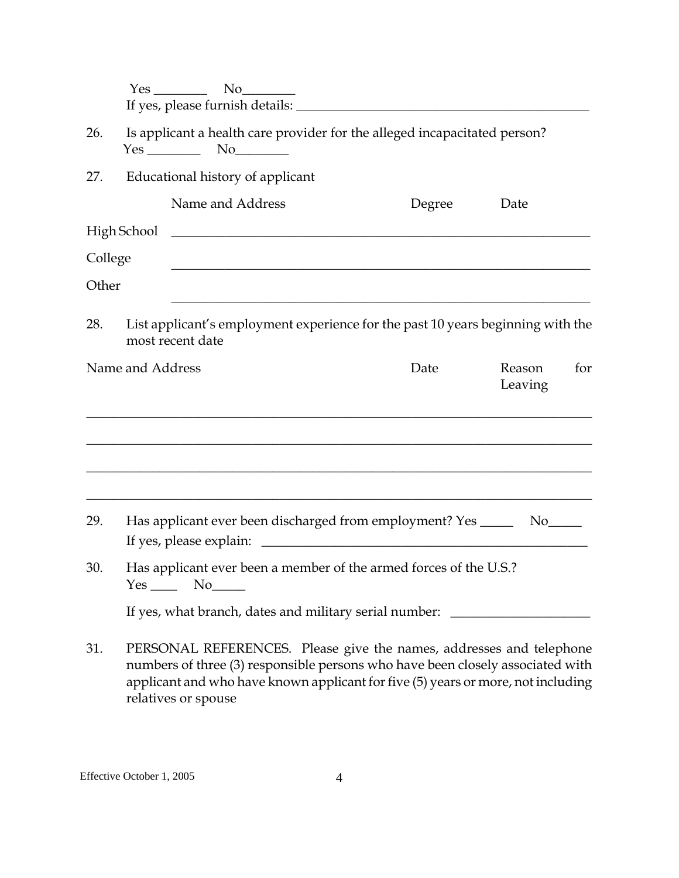Yes ________ No________
If yes, please furnish details: ____________________________________________

26. Is applicant a health care provider for the alleged incapacitated person?
Yes ________ No________

27. Educational history of applicant

| | Name and Address | Degree | Date |
|---|---|---|---|
| High School | | | |
| College | | | |
| Other | | | |

28. List applicant's employment experience for the past 10 years beginning with the most recent date

| Name and Address | Date | Reason for Leaving |
|---|---|---|
| | | |
| | | |
| | | |
| | | |

29. Has applicant ever been discharged from employment? Yes _____ No_____
If yes, please explain: ___________________________________________________

30. Has applicant ever been a member of the armed forces of the U.S.?
Yes ____ No_____

If yes, what branch, dates and military serial number: _____________________

31. PERSONAL REFERENCES. Please give the names, addresses and telephone numbers of three (3) responsible persons who have been closely associated with applicant and who have known applicant for five (5) years or more, not including relatives or spouse

Effective October 1, 2005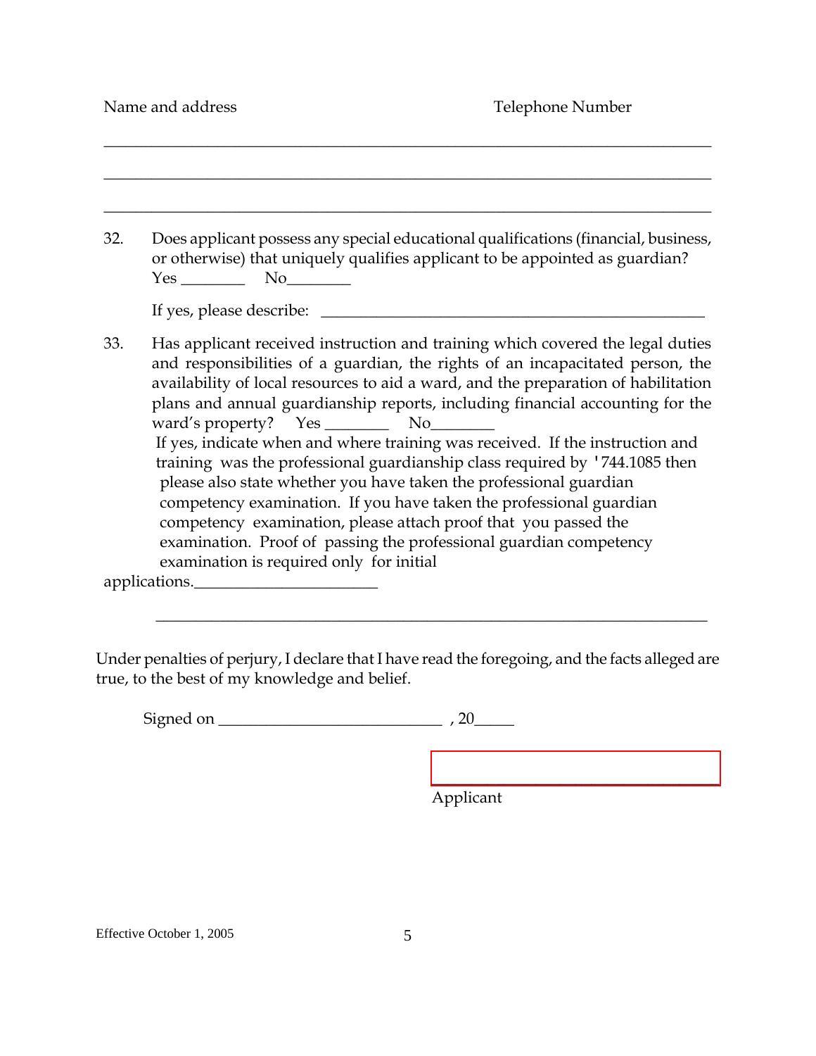Name and address Telephone Number

\_\_\_\_\_\_\_\_\_\_\_\_\_\_\_\_\_\_\_\_\_\_\_\_\_\_\_\_\_\_\_\_\_\_\_\_\_\_\_\_\_\_\_\_\_\_\_\_\_\_\_\_\_\_\_\_\_\_\_\_\_\_\_\_\_\_\_\_\_\_

\_\_\_\_\_\_\_\_\_\_\_\_\_\_\_\_\_\_\_\_\_\_\_\_\_\_\_\_\_\_\_\_\_\_\_\_\_\_\_\_\_\_\_\_\_\_\_\_\_\_\_\_\_\_\_\_\_\_\_\_\_\_\_\_\_\_\_\_\_\_

\_\_\_\_\_\_\_\_\_\_\_\_\_\_\_\_\_\_\_\_\_\_\_\_\_\_\_\_\_\_\_\_\_\_\_\_\_\_\_\_\_\_\_\_\_\_\_\_\_\_\_\_\_\_\_\_\_\_\_\_\_\_\_\_\_\_\_\_\_\_

32. Does applicant possess any special educational qualifications (financial, business, or otherwise) that uniquely qualifies applicant to be appointed as guardian? Yes \_\_\_\_\_\_\_\_ No\_\_\_\_\_\_\_\_

    If yes, please describe: \_\_\_\_\_\_\_\_\_\_\_\_\_\_\_\_\_\_\_\_\_\_\_\_\_\_\_\_\_\_\_\_\_\_\_\_\_\_\_\_\_\_\_\_\_\_\_\_

33. Has applicant received instruction and training which covered the legal duties and responsibilities of a guardian, the rights of an incapacitated person, the availability of local resources to aid a ward, and the preparation of habilitation plans and annual guardianship reports, including financial accounting for the ward's property? Yes \_\_\_\_\_\_\_\_ No\_\_\_\_\_\_\_\_
    If yes, indicate when and where training was received. If the instruction and training was the professional guardianship class required by '744.1085 then please also state whether you have taken the professional guardian competency examination. If you have taken the professional guardian competency examination, please attach proof that you passed the examination. Proof of passing the professional guardian competency examination is required only for initial applications.\_\_\_\_\_\_\_\_\_\_\_\_\_\_\_\_\_\_\_\_\_\_

\_\_\_\_\_\_\_\_\_\_\_\_\_\_\_\_\_\_\_\_\_\_\_\_\_\_\_\_\_\_\_\_\_\_\_\_\_\_\_\_\_\_\_\_\_\_\_\_\_\_\_\_\_\_\_\_\_\_\_\_\_\_\_\_\_\_

Under penalties of perjury, I declare that I have read the foregoing, and the facts alleged are true, to the best of my knowledge and belief.

Signed on \_\_\_\_\_\_\_\_\_\_\_\_\_\_\_\_\_\_\_\_\_\_\_\_\_\_\_ , 20\_\_\_\_\_

\_\_\_\_\_\_\_\_\_\_\_\_\_\_\_\_\_\_\_\_\_\_\_\_\_\_\_\_\_\_\_\_\_\_\_\_
Applicant

Effective October 1, 2005